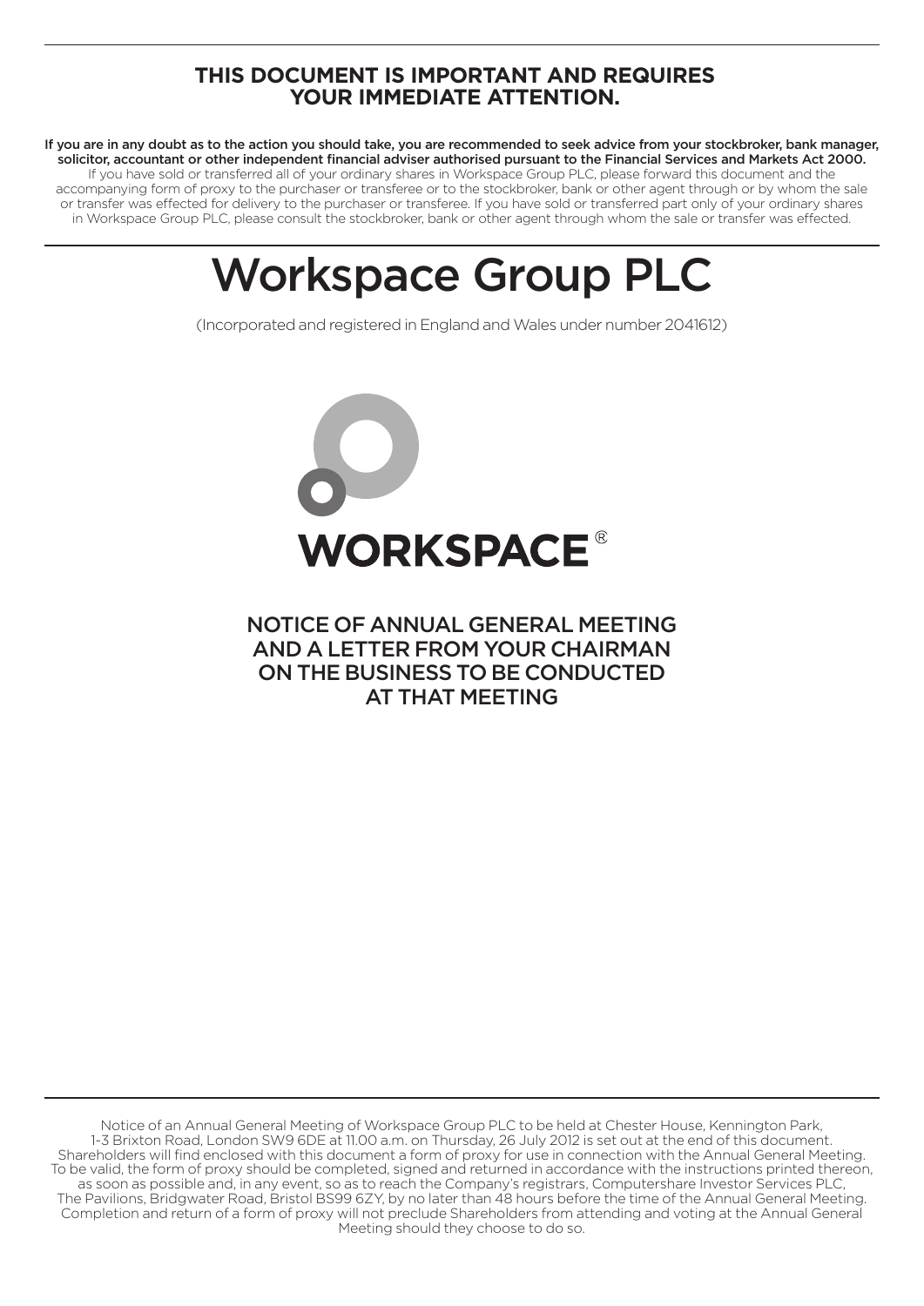**THIS DOCUMENT IS IMPORTANT AND REQUIRES YOUR IMMEDIATE ATTENTION.**

**If you are in any doubt as to the action you should take, you are recommended to seek advice from your stockbroker, bank manager, solicitor, accountant or other independent financial adviser authorised pursuant to the Financial Services and Markets Act 2000.**
If you have sold or transferred all of your ordinary shares in Workspace Group PLC, please forward this document and the accompanying form of proxy to the purchaser or transferee or to the stockbroker, bank or other agent through or by whom the sale or transfer was effected for delivery to the purchaser or transferee. If you have sold or transferred part only of your ordinary shares in Workspace Group PLC, please consult the stockbroker, bank or other agent through whom the sale or transfer was effected.

# Workspace Group PLC

(Incorporated and registered in England and Wales under number 2041612)

**WORKSPACE®**

## NOTICE OF ANNUAL GENERAL MEETING AND A LETTER FROM YOUR CHAIRMAN ON THE BUSINESS TO BE CONDUCTED AT THAT MEETING

Notice of an Annual General Meeting of Workspace Group PLC to be held at Chester House, Kennington Park, 1-3 Brixton Road, London SW9 6DE at 11.00 a.m. on Thursday, 26 July 2012 is set out at the end of this document. Shareholders will find enclosed with this document a form of proxy for use in connection with the Annual General Meeting. To be valid, the form of proxy should be completed, signed and returned in accordance with the instructions printed thereon, as soon as possible and, in any event, so as to reach the Company's registrars, Computershare Investor Services PLC, The Pavilions, Bridgwater Road, Bristol BS99 6ZY, by no later than 48 hours before the time of the Annual General Meeting. Completion and return of a form of proxy will not preclude Shareholders from attending and voting at the Annual General Meeting should they choose to do so.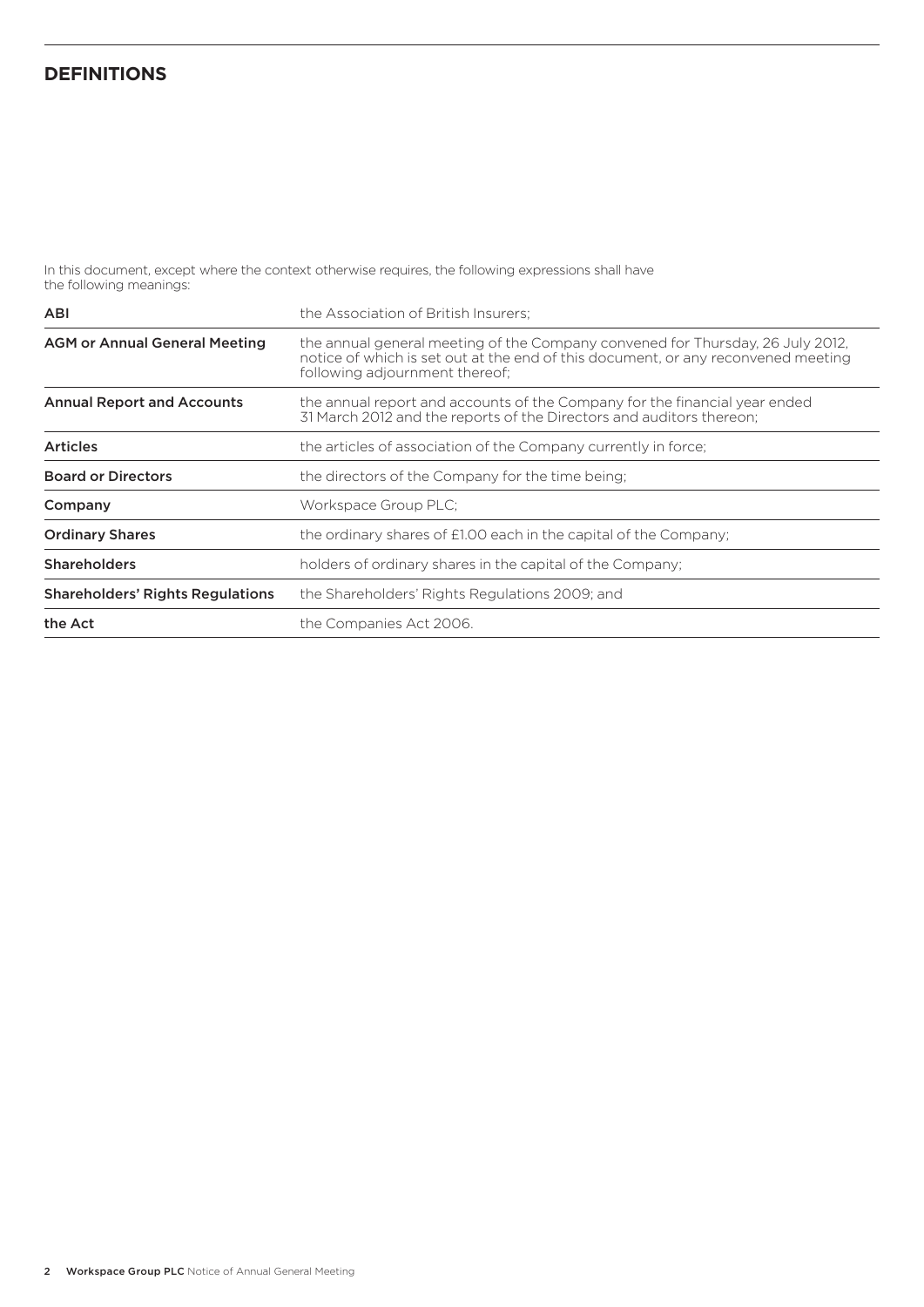## DEFINITIONS

In this document, except where the context otherwise requires, the following expressions shall have the following meanings:

| | |
|---|---|
| **ABI** | the Association of British Insurers; |
| **AGM or Annual General Meeting** | the annual general meeting of the Company convened for Thursday, 26 July 2012, notice of which is set out at the end of this document, or any reconvened meeting following adjournment thereof; |
| **Annual Report and Accounts** | the annual report and accounts of the Company for the financial year ended 31 March 2012 and the reports of the Directors and auditors thereon; |
| **Articles** | the articles of association of the Company currently in force; |
| **Board or Directors** | the directors of the Company for the time being; |
| **Company** | Workspace Group PLC; |
| **Ordinary Shares** | the ordinary shares of £1.00 each in the capital of the Company; |
| **Shareholders** | holders of ordinary shares in the capital of the Company; |
| **Shareholders' Rights Regulations** | the Shareholders' Rights Regulations 2009; and |
| **the Act** | the Companies Act 2006. |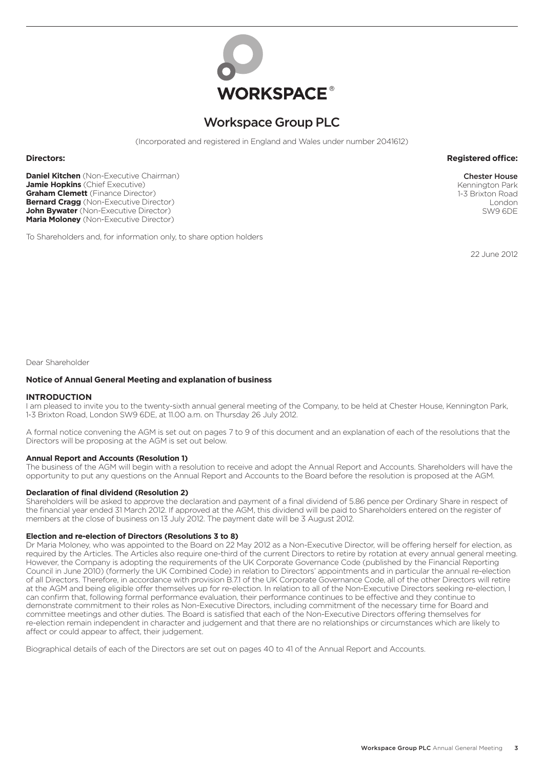WORKSPACE®

# Workspace Group PLC

(Incorporated and registered in England and Wales under number 2041612)

**Directors:**

**Daniel Kitchen** (Non-Executive Chairman)
**Jamie Hopkins** (Chief Executive)
**Graham Clemett** (Finance Director)
**Bernard Cragg** (Non-Executive Director)
**John Bywater** (Non-Executive Director)
**Maria Moloney** (Non-Executive Director)

**Registered office:**

Chester House
Kennington Park
1-3 Brixton Road
London
SW9 6DE

To Shareholders and, for information only, to share option holders

22 June 2012

Dear Shareholder

## Notice of Annual General Meeting and explanation of business

### INTRODUCTION

I am pleased to invite you to the twenty-sixth annual general meeting of the Company, to be held at Chester House, Kennington Park, 1-3 Brixton Road, London SW9 6DE, at 11.00 a.m. on Thursday 26 July 2012.

A formal notice convening the AGM is set out on pages 7 to 9 of this document and an explanation of each of the resolutions that the Directors will be proposing at the AGM is set out below.

### Annual Report and Accounts (Resolution 1)

The business of the AGM will begin with a resolution to receive and adopt the Annual Report and Accounts. Shareholders will have the opportunity to put any questions on the Annual Report and Accounts to the Board before the resolution is proposed at the AGM.

### Declaration of final dividend (Resolution 2)

Shareholders will be asked to approve the declaration and payment of a final dividend of 5.86 pence per Ordinary Share in respect of the financial year ended 31 March 2012. If approved at the AGM, this dividend will be paid to Shareholders entered on the register of members at the close of business on 13 July 2012. The payment date will be 3 August 2012.

### Election and re-election of Directors (Resolutions 3 to 8)

Dr Maria Moloney, who was appointed to the Board on 22 May 2012 as a Non-Executive Director, will be offering herself for election, as required by the Articles. The Articles also require one-third of the current Directors to retire by rotation at every annual general meeting. However, the Company is adopting the requirements of the UK Corporate Governance Code (published by the Financial Reporting Council in June 2010) (formerly the UK Combined Code) in relation to Directors' appointments and in particular the annual re-election of all Directors. Therefore, in accordance with provision B.7.1 of the UK Corporate Governance Code, all of the other Directors will retire at the AGM and being eligible offer themselves up for re-election. In relation to all of the Non-Executive Directors seeking re-election, I can confirm that, following formal performance evaluation, their performance continues to be effective and they continue to demonstrate commitment to their roles as Non-Executive Directors, including commitment of the necessary time for Board and committee meetings and other duties. The Board is satisfied that each of the Non-Executive Directors offering themselves for re-election remain independent in character and judgement and that there are no relationships or circumstances which are likely to affect or could appear to affect, their judgement.

Biographical details of each of the Directors are set out on pages 40 to 41 of the Annual Report and Accounts.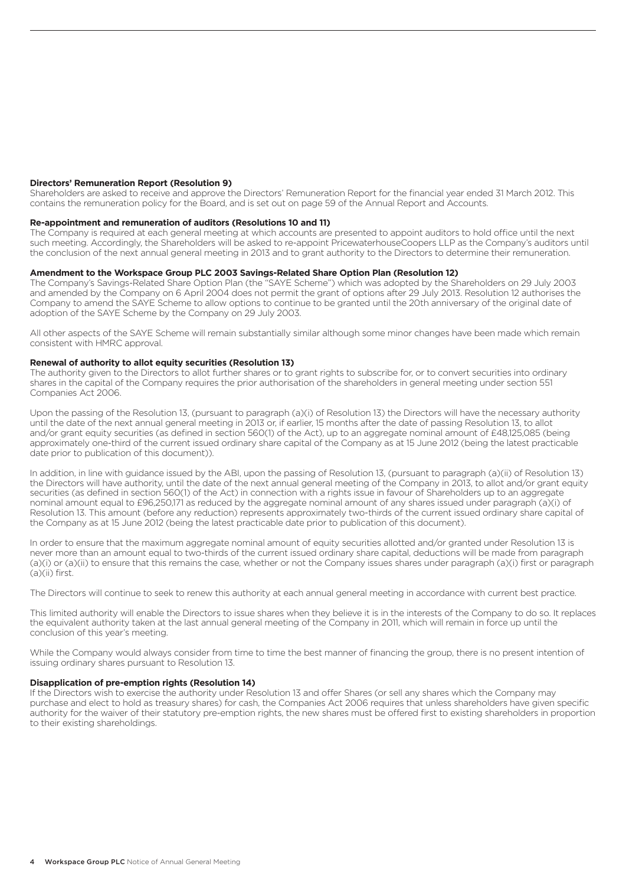**Directors' Remuneration Report (Resolution 9)**

Shareholders are asked to receive and approve the Directors' Remuneration Report for the financial year ended 31 March 2012. This contains the remuneration policy for the Board, and is set out on page 59 of the Annual Report and Accounts.

**Re-appointment and remuneration of auditors (Resolutions 10 and 11)**

The Company is required at each general meeting at which accounts are presented to appoint auditors to hold office until the next such meeting. Accordingly, the Shareholders will be asked to re-appoint PricewaterhouseCoopers LLP as the Company's auditors until the conclusion of the next annual general meeting in 2013 and to grant authority to the Directors to determine their remuneration.

**Amendment to the Workspace Group PLC 2003 Savings-Related Share Option Plan (Resolution 12)**

The Company's Savings-Related Share Option Plan (the "SAYE Scheme") which was adopted by the Shareholders on 29 July 2003 and amended by the Company on 6 April 2004 does not permit the grant of options after 29 July 2013. Resolution 12 authorises the Company to amend the SAYE Scheme to allow options to continue to be granted until the 20th anniversary of the original date of adoption of the SAYE Scheme by the Company on 29 July 2003.

All other aspects of the SAYE Scheme will remain substantially similar although some minor changes have been made which remain consistent with HMRC approval.

**Renewal of authority to allot equity securities (Resolution 13)**

The authority given to the Directors to allot further shares or to grant rights to subscribe for, or to convert securities into ordinary shares in the capital of the Company requires the prior authorisation of the shareholders in general meeting under section 551 Companies Act 2006.

Upon the passing of the Resolution 13, (pursuant to paragraph (a)(i) of Resolution 13) the Directors will have the necessary authority until the date of the next annual general meeting in 2013 or, if earlier, 15 months after the date of passing Resolution 13, to allot and/or grant equity securities (as defined in section 560(1) of the Act), up to an aggregate nominal amount of £48,125,085 (being approximately one-third of the current issued ordinary share capital of the Company as at 15 June 2012 (being the latest practicable date prior to publication of this document)).

In addition, in line with guidance issued by the ABI, upon the passing of Resolution 13, (pursuant to paragraph (a)(ii) of Resolution 13) the Directors will have authority, until the date of the next annual general meeting of the Company in 2013, to allot and/or grant equity securities (as defined in section 560(1) of the Act) in connection with a rights issue in favour of Shareholders up to an aggregate nominal amount equal to £96,250,171 as reduced by the aggregate nominal amount of any shares issued under paragraph (a)(i) of Resolution 13. This amount (before any reduction) represents approximately two-thirds of the current issued ordinary share capital of the Company as at 15 June 2012 (being the latest practicable date prior to publication of this document).

In order to ensure that the maximum aggregate nominal amount of equity securities allotted and/or granted under Resolution 13 is never more than an amount equal to two-thirds of the current issued ordinary share capital, deductions will be made from paragraph (a)(i) or (a)(ii) to ensure that this remains the case, whether or not the Company issues shares under paragraph (a)(i) first or paragraph (a)(ii) first.

The Directors will continue to seek to renew this authority at each annual general meeting in accordance with current best practice.

This limited authority will enable the Directors to issue shares when they believe it is in the interests of the Company to do so. It replaces the equivalent authority taken at the last annual general meeting of the Company in 2011, which will remain in force up until the conclusion of this year's meeting.

While the Company would always consider from time to time the best manner of financing the group, there is no present intention of issuing ordinary shares pursuant to Resolution 13.

**Disapplication of pre-emption rights (Resolution 14)**

If the Directors wish to exercise the authority under Resolution 13 and offer Shares (or sell any shares which the Company may purchase and elect to hold as treasury shares) for cash, the Companies Act 2006 requires that unless shareholders have given specific authority for the waiver of their statutory pre-emption rights, the new shares must be offered first to existing shareholders in proportion to their existing shareholdings.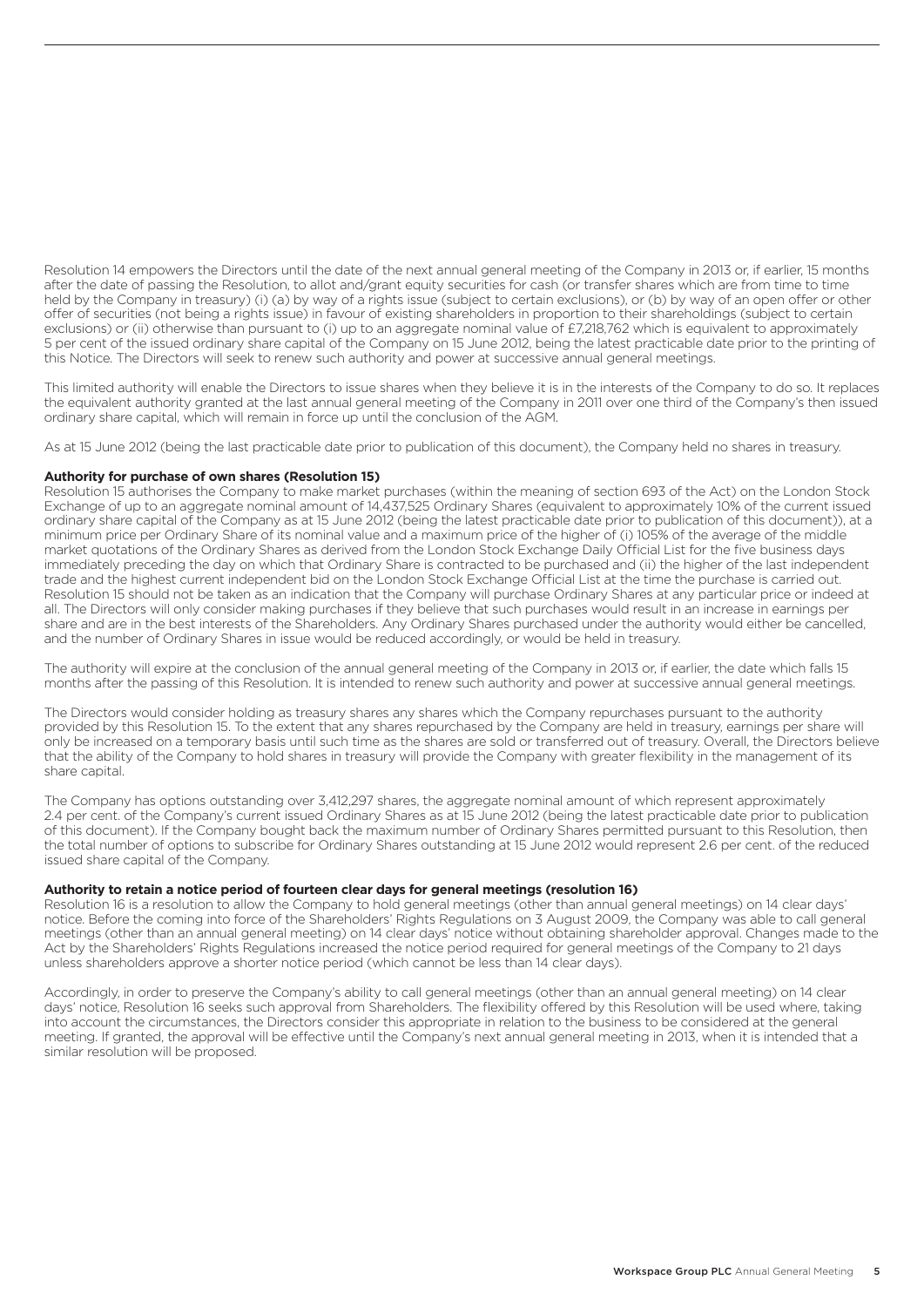Resolution 14 empowers the Directors until the date of the next annual general meeting of the Company in 2013 or, if earlier, 15 months after the date of passing the Resolution, to allot and/grant equity securities for cash (or transfer shares which are from time to time held by the Company in treasury) (i) (a) by way of a rights issue (subject to certain exclusions), or (b) by way of an open offer or other offer of securities (not being a rights issue) in favour of existing shareholders in proportion to their shareholdings (subject to certain exclusions) or (ii) otherwise than pursuant to (i) up to an aggregate nominal value of £7,218,762 which is equivalent to approximately 5 per cent of the issued ordinary share capital of the Company on 15 June 2012, being the latest practicable date prior to the printing of this Notice. The Directors will seek to renew such authority and power at successive annual general meetings.

This limited authority will enable the Directors to issue shares when they believe it is in the interests of the Company to do so. It replaces the equivalent authority granted at the last annual general meeting of the Company in 2011 over one third of the Company's then issued ordinary share capital, which will remain in force up until the conclusion of the AGM.

As at 15 June 2012 (being the last practicable date prior to publication of this document), the Company held no shares in treasury.

**Authority for purchase of own shares (Resolution 15)**

Resolution 15 authorises the Company to make market purchases (within the meaning of section 693 of the Act) on the London Stock Exchange of up to an aggregate nominal amount of 14,437,525 Ordinary Shares (equivalent to approximately 10% of the current issued ordinary share capital of the Company as at 15 June 2012 (being the latest practicable date prior to publication of this document)), at a minimum price per Ordinary Share of its nominal value and a maximum price of the higher of (i) 105% of the average of the middle market quotations of the Ordinary Shares as derived from the London Stock Exchange Daily Official List for the five business days immediately preceding the day on which that Ordinary Share is contracted to be purchased and (ii) the higher of the last independent trade and the highest current independent bid on the London Stock Exchange Official List at the time the purchase is carried out. Resolution 15 should not be taken as an indication that the Company will purchase Ordinary Shares at any particular price or indeed at all. The Directors will only consider making purchases if they believe that such purchases would result in an increase in earnings per share and are in the best interests of the Shareholders. Any Ordinary Shares purchased under the authority would either be cancelled, and the number of Ordinary Shares in issue would be reduced accordingly, or would be held in treasury.

The authority will expire at the conclusion of the annual general meeting of the Company in 2013 or, if earlier, the date which falls 15 months after the passing of this Resolution. It is intended to renew such authority and power at successive annual general meetings.

The Directors would consider holding as treasury shares any shares which the Company repurchases pursuant to the authority provided by this Resolution 15. To the extent that any shares repurchased by the Company are held in treasury, earnings per share will only be increased on a temporary basis until such time as the shares are sold or transferred out of treasury. Overall, the Directors believe that the ability of the Company to hold shares in treasury will provide the Company with greater flexibility in the management of its share capital.

The Company has options outstanding over 3,412,297 shares, the aggregate nominal amount of which represent approximately 2.4 per cent. of the Company's current issued Ordinary Shares as at 15 June 2012 (being the latest practicable date prior to publication of this document). If the Company bought back the maximum number of Ordinary Shares permitted pursuant to this Resolution, then the total number of options to subscribe for Ordinary Shares outstanding at 15 June 2012 would represent 2.6 per cent. of the reduced issued share capital of the Company.

**Authority to retain a notice period of fourteen clear days for general meetings (resolution 16)**

Resolution 16 is a resolution to allow the Company to hold general meetings (other than annual general meetings) on 14 clear days' notice. Before the coming into force of the Shareholders' Rights Regulations on 3 August 2009, the Company was able to call general meetings (other than an annual general meeting) on 14 clear days' notice without obtaining shareholder approval. Changes made to the Act by the Shareholders' Rights Regulations increased the notice period required for general meetings of the Company to 21 days unless shareholders approve a shorter notice period (which cannot be less than 14 clear days).

Accordingly, in order to preserve the Company's ability to call general meetings (other than an annual general meeting) on 14 clear days' notice, Resolution 16 seeks such approval from Shareholders. The flexibility offered by this Resolution will be used where, taking into account the circumstances, the Directors consider this appropriate in relation to the business to be considered at the general meeting. If granted, the approval will be effective until the Company's next annual general meeting in 2013, when it is intended that a similar resolution will be proposed.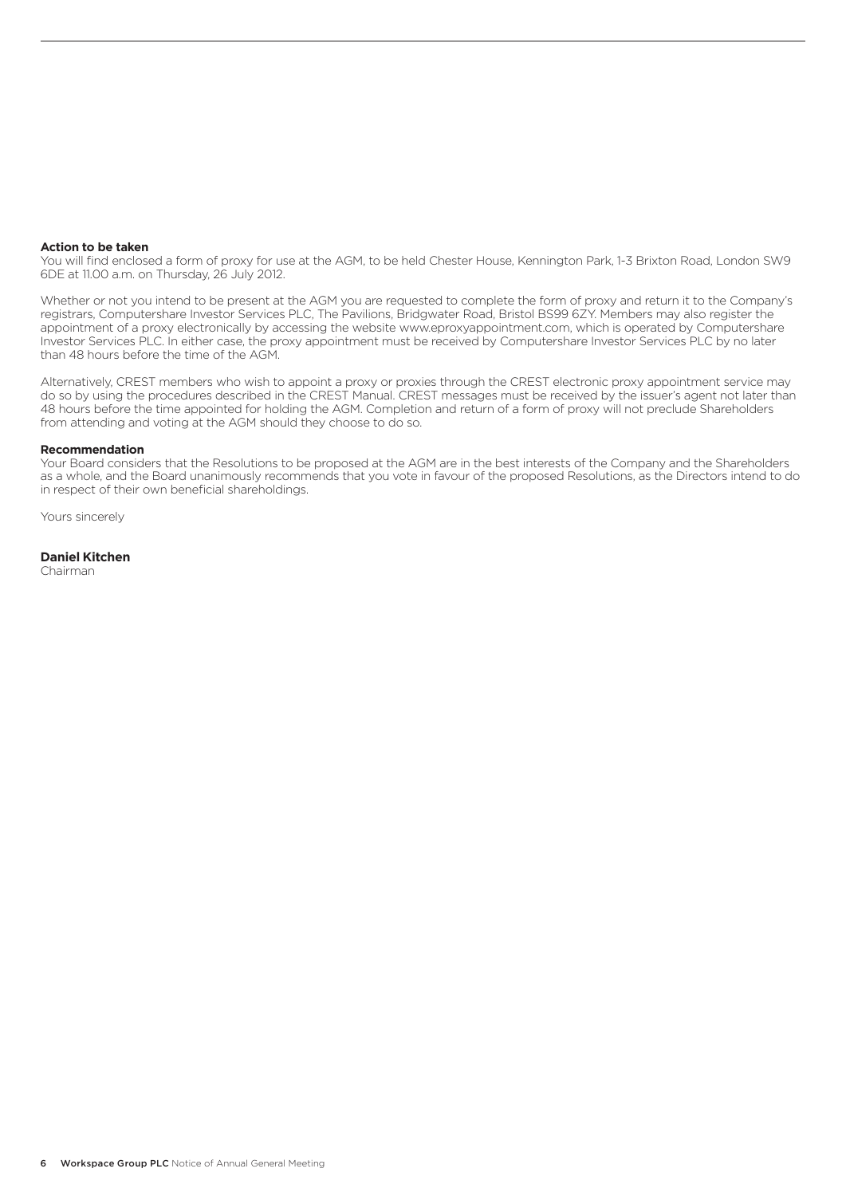**Action to be taken**

You will find enclosed a form of proxy for use at the AGM, to be held Chester House, Kennington Park, 1-3 Brixton Road, London SW9 6DE at 11.00 a.m. on Thursday, 26 July 2012.

Whether or not you intend to be present at the AGM you are requested to complete the form of proxy and return it to the Company's registrars, Computershare Investor Services PLC, The Pavilions, Bridgwater Road, Bristol BS99 6ZY. Members may also register the appointment of a proxy electronically by accessing the website www.eproxyappointment.com, which is operated by Computershare Investor Services PLC. In either case, the proxy appointment must be received by Computershare Investor Services PLC by no later than 48 hours before the time of the AGM.

Alternatively, CREST members who wish to appoint a proxy or proxies through the CREST electronic proxy appointment service may do so by using the procedures described in the CREST Manual. CREST messages must be received by the issuer's agent not later than 48 hours before the time appointed for holding the AGM. Completion and return of a form of proxy will not preclude Shareholders from attending and voting at the AGM should they choose to do so.

**Recommendation**

Your Board considers that the Resolutions to be proposed at the AGM are in the best interests of the Company and the Shareholders as a whole, and the Board unanimously recommends that you vote in favour of the proposed Resolutions, as the Directors intend to do in respect of their own beneficial shareholdings.

Yours sincerely

**Daniel Kitchen**
Chairman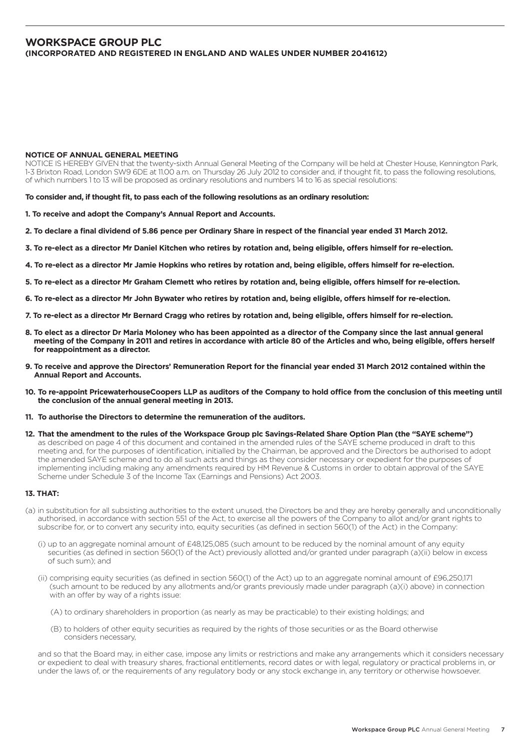# WORKSPACE GROUP PLC
**(INCORPORATED AND REGISTERED IN ENGLAND AND WALES UNDER NUMBER 2041612)**

**NOTICE OF ANNUAL GENERAL MEETING**

NOTICE IS HEREBY GIVEN that the twenty-sixth Annual General Meeting of the Company will be held at Chester House, Kennington Park, 1-3 Brixton Road, London SW9 6DE at 11.00 a.m. on Thursday 26 July 2012 to consider and, if thought fit, to pass the following resolutions, of which numbers 1 to 13 will be proposed as ordinary resolutions and numbers 14 to 16 as special resolutions:

**To consider and, if thought fit, to pass each of the following resolutions as an ordinary resolution:**

**1. To receive and adopt the Company's Annual Report and Accounts.**

**2. To declare a final dividend of 5.86 pence per Ordinary Share in respect of the financial year ended 31 March 2012.**

**3. To re-elect as a director Mr Daniel Kitchen who retires by rotation and, being eligible, offers himself for re-election.**

**4. To re-elect as a director Mr Jamie Hopkins who retires by rotation and, being eligible, offers himself for re-election.**

**5. To re-elect as a director Mr Graham Clemett who retires by rotation and, being eligible, offers himself for re-election.**

**6. To re-elect as a director Mr John Bywater who retires by rotation and, being eligible, offers himself for re-election.**

**7. To re-elect as a director Mr Bernard Cragg who retires by rotation and, being eligible, offers himself for re-election.**

**8. To elect as a director Dr Maria Moloney who has been appointed as a director of the Company since the last annual general meeting of the Company in 2011 and retires in accordance with article 80 of the Articles and who, being eligible, offers herself for reappointment as a director.**

**9. To receive and approve the Directors' Remuneration Report for the financial year ended 31 March 2012 contained within the Annual Report and Accounts.**

**10. To re-appoint PricewaterhouseCoopers LLP as auditors of the Company to hold office from the conclusion of this meeting until the conclusion of the annual general meeting in 2013.**

**11. To authorise the Directors to determine the remuneration of the auditors.**

**12. That the amendment to the rules of the Workspace Group plc Savings-Related Share Option Plan (the "SAYE scheme")** as described on page 4 of this document and contained in the amended rules of the SAYE scheme produced in draft to this meeting and, for the purposes of identification, initialled by the Chairman, be approved and the Directors be authorised to adopt the amended SAYE scheme and to do all such acts and things as they consider necessary or expedient for the purposes of implementing including making any amendments required by HM Revenue & Customs in order to obtain approval of the SAYE Scheme under Schedule 3 of the Income Tax (Earnings and Pensions) Act 2003.

**13. THAT:**

(a) in substitution for all subsisting authorities to the extent unused, the Directors be and they are hereby generally and unconditionally authorised, in accordance with section 551 of the Act, to exercise all the powers of the Company to allot and/or grant rights to subscribe for, or to convert any security into, equity securities (as defined in section 560(1) of the Act) in the Company:

(i) up to an aggregate nominal amount of £48,125,085 (such amount to be reduced by the nominal amount of any equity securities (as defined in section 560(1) of the Act) previously allotted and/or granted under paragraph (a)(ii) below in excess of such sum); and

(ii) comprising equity securities (as defined in section 560(1) of the Act) up to an aggregate nominal amount of £96,250,171 (such amount to be reduced by any allotments and/or grants previously made under paragraph (a)(i) above) in connection with an offer by way of a rights issue:

(A) to ordinary shareholders in proportion (as nearly as may be practicable) to their existing holdings; and

(B) to holders of other equity securities as required by the rights of those securities or as the Board otherwise considers necessary,

and so that the Board may, in either case, impose any limits or restrictions and make any arrangements which it considers necessary or expedient to deal with treasury shares, fractional entitlements, record dates or with legal, regulatory or practical problems in, or under the laws of, or the requirements of any regulatory body or any stock exchange in, any territory or otherwise howsoever.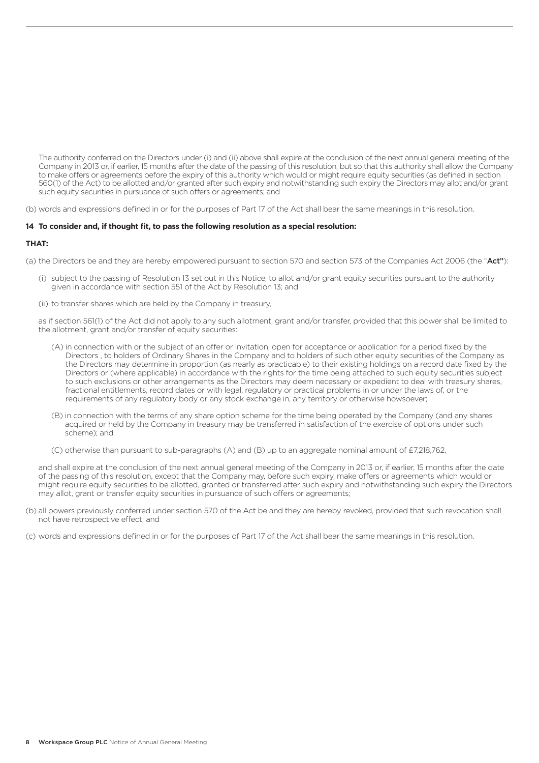The authority conferred on the Directors under (i) and (ii) above shall expire at the conclusion of the next annual general meeting of the Company in 2013 or, if earlier, 15 months after the date of the passing of this resolution, but so that this authority shall allow the Company to make offers or agreements before the expiry of this authority which would or might require equity securities (as defined in section 560(1) of the Act) to be allotted and/or granted after such expiry and notwithstanding such expiry the Directors may allot and/or grant such equity securities in pursuance of such offers or agreements; and

(b) words and expressions defined in or for the purposes of Part 17 of the Act shall bear the same meanings in this resolution.

**14 To consider and, if thought fit, to pass the following resolution as a special resolution:**

**THAT:**

(a) the Directors be and they are hereby empowered pursuant to section 570 and section 573 of the Companies Act 2006 (the "**Act**"):

(i) subject to the passing of Resolution 13 set out in this Notice, to allot and/or grant equity securities pursuant to the authority given in accordance with section 551 of the Act by Resolution 13; and

(ii) to transfer shares which are held by the Company in treasury,

as if section 561(1) of the Act did not apply to any such allotment, grant and/or transfer, provided that this power shall be limited to the allotment, grant and/or transfer of equity securities:

(A) in connection with or the subject of an offer or invitation, open for acceptance or application for a period fixed by the Directors , to holders of Ordinary Shares in the Company and to holders of such other equity securities of the Company as the Directors may determine in proportion (as nearly as practicable) to their existing holdings on a record date fixed by the Directors or (where applicable) in accordance with the rights for the time being attached to such equity securities subject to such exclusions or other arrangements as the Directors may deem necessary or expedient to deal with treasury shares, fractional entitlements, record dates or with legal, regulatory or practical problems in or under the laws of, or the requirements of any regulatory body or any stock exchange in, any territory or otherwise howsoever;

(B) in connection with the terms of any share option scheme for the time being operated by the Company (and any shares acquired or held by the Company in treasury may be transferred in satisfaction of the exercise of options under such scheme); and

(C) otherwise than pursuant to sub-paragraphs (A) and (B) up to an aggregate nominal amount of £7,218,762,

and shall expire at the conclusion of the next annual general meeting of the Company in 2013 or, if earlier, 15 months after the date of the passing of this resolution, except that the Company may, before such expiry, make offers or agreements which would or might require equity securities to be allotted, granted or transferred after such expiry and notwithstanding such expiry the Directors may allot, grant or transfer equity securities in pursuance of such offers or agreements;

(b) all powers previously conferred under section 570 of the Act be and they are hereby revoked, provided that such revocation shall not have retrospective effect; and

(c) words and expressions defined in or for the purposes of Part 17 of the Act shall bear the same meanings in this resolution.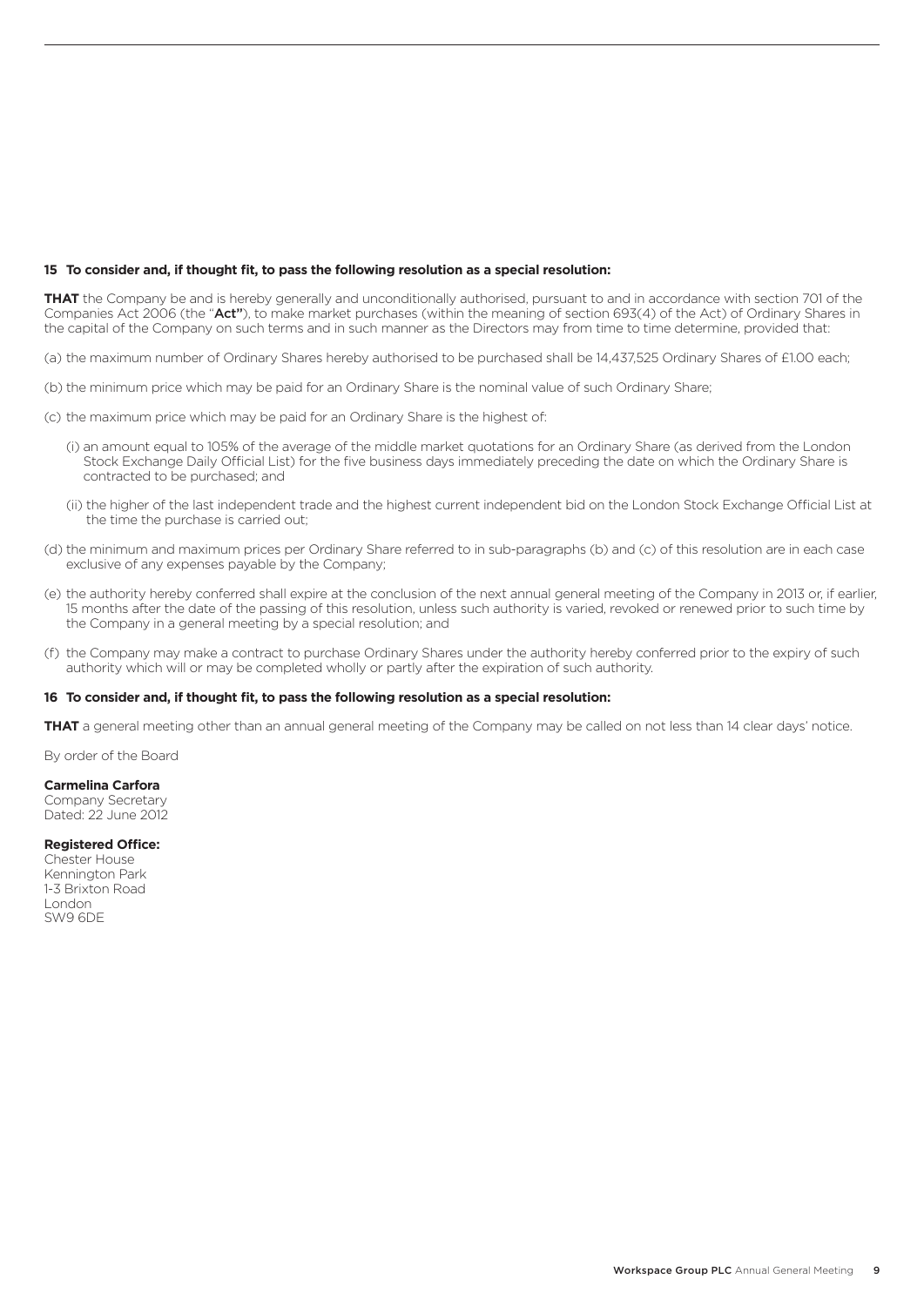**15 To consider and, if thought fit, to pass the following resolution as a special resolution:**

**THAT** the Company be and is hereby generally and unconditionally authorised, pursuant to and in accordance with section 701 of the Companies Act 2006 (the "**Act**"), to make market purchases (within the meaning of section 693(4) of the Act) of Ordinary Shares in the capital of the Company on such terms and in such manner as the Directors may from time to time determine, provided that:

(a) the maximum number of Ordinary Shares hereby authorised to be purchased shall be 14,437,525 Ordinary Shares of £1.00 each;

(b) the minimum price which may be paid for an Ordinary Share is the nominal value of such Ordinary Share;

(c) the maximum price which may be paid for an Ordinary Share is the highest of:

(i) an amount equal to 105% of the average of the middle market quotations for an Ordinary Share (as derived from the London Stock Exchange Daily Official List) for the five business days immediately preceding the date on which the Ordinary Share is contracted to be purchased; and

(ii) the higher of the last independent trade and the highest current independent bid on the London Stock Exchange Official List at the time the purchase is carried out;

(d) the minimum and maximum prices per Ordinary Share referred to in sub-paragraphs (b) and (c) of this resolution are in each case exclusive of any expenses payable by the Company;

(e) the authority hereby conferred shall expire at the conclusion of the next annual general meeting of the Company in 2013 or, if earlier, 15 months after the date of the passing of this resolution, unless such authority is varied, revoked or renewed prior to such time by the Company in a general meeting by a special resolution; and

(f) the Company may make a contract to purchase Ordinary Shares under the authority hereby conferred prior to the expiry of such authority which will or may be completed wholly or partly after the expiration of such authority.

**16 To consider and, if thought fit, to pass the following resolution as a special resolution:**

**THAT** a general meeting other than an annual general meeting of the Company may be called on not less than 14 clear days' notice.

By order of the Board

**Carmelina Carfora**
Company Secretary
Dated: 22 June 2012

**Registered Office:**
Chester House
Kennington Park
1-3 Brixton Road
London
SW9 6DE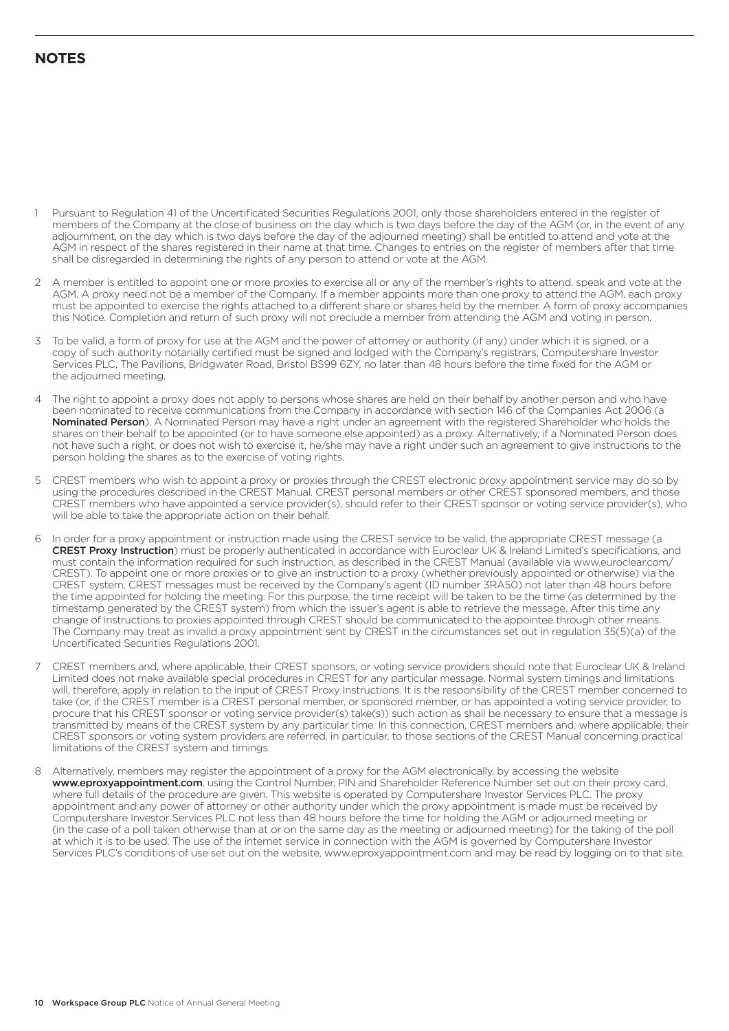## NOTES

1. Pursuant to Regulation 41 of the Uncertificated Securities Regulations 2001, only those shareholders entered in the register of members of the Company at the close of business on the day which is two days before the day of the AGM (or, in the event of any adjournment, on the day which is two days before the day of the adjourned meeting) shall be entitled to attend and vote at the AGM in respect of the shares registered in their name at that time. Changes to entries on the register of members after that time shall be disregarded in determining the rights of any person to attend or vote at the AGM.

2. A member is entitled to appoint one or more proxies to exercise all or any of the member's rights to attend, speak and vote at the AGM. A proxy need not be a member of the Company. If a member appoints more than one proxy to attend the AGM, each proxy must be appointed to exercise the rights attached to a different share or shares held by the member. A form of proxy accompanies this Notice. Completion and return of such proxy will not preclude a member from attending the AGM and voting in person.

3. To be valid, a form of proxy for use at the AGM and the power of attorney or authority (if any) under which it is signed, or a copy of such authority notarially certified must be signed and lodged with the Company's registrars, Computershare Investor Services PLC, The Pavilions, Bridgwater Road, Bristol BS99 6ZY, no later than 48 hours before the time fixed for the AGM or the adjourned meeting.

4. The right to appoint a proxy does not apply to persons whose shares are held on their behalf by another person and who have been nominated to receive communications from the Company in accordance with section 146 of the Companies Act 2006 (a **Nominated Person**). A Nominated Person may have a right under an agreement with the registered Shareholder who holds the shares on their behalf to be appointed (or to have someone else appointed) as a proxy. Alternatively, if a Nominated Person does not have such a right, or does not wish to exercise it, he/she may have a right under such an agreement to give instructions to the person holding the shares as to the exercise of voting rights.

5. CREST members who wish to appoint a proxy or proxies through the CREST electronic proxy appointment service may do so by using the procedures described in the CREST Manual. CREST personal members or other CREST sponsored members, and those CREST members who have appointed a service provider(s), should refer to their CREST sponsor or voting service provider(s), who will be able to take the appropriate action on their behalf.

6. In order for a proxy appointment or instruction made using the CREST service to be valid, the appropriate CREST message (a **CREST Proxy Instruction**) must be properly authenticated in accordance with Euroclear UK & Ireland Limited's specifications, and must contain the information required for such instruction, as described in the CREST Manual (available via www.euroclear.com/CREST). To appoint one or more proxies or to give an instruction to a proxy (whether previously appointed or otherwise) via the CREST system, CREST messages must be received by the Company's agent (ID number 3RA50) not later than 48 hours before the time appointed for holding the meeting. For this purpose, the time receipt will be taken to be the time (as determined by the timestamp generated by the CREST system) from which the issuer's agent is able to retrieve the message. After this time any change of instructions to proxies appointed through CREST should be communicated to the appointee through other means. The Company may treat as invalid a proxy appointment sent by CREST in the circumstances set out in regulation 35(5)(a) of the Uncertificated Securities Regulations 2001.

7. CREST members and, where applicable, their CREST sponsors, or voting service providers should note that Euroclear UK & Ireland Limited does not make available special procedures in CREST for any particular message. Normal system timings and limitations will, therefore, apply in relation to the input of CREST Proxy Instructions. It is the responsibility of the CREST member concerned to take (or, if the CREST member is a CREST personal member, or sponsored member, or has appointed a voting service provider, to procure that his CREST sponsor or voting service provider(s) take(s)) such action as shall be necessary to ensure that a message is transmitted by means of the CREST system by any particular time. In this connection, CREST members and, where applicable, their CREST sponsors or voting system providers are referred, in particular, to those sections of the CREST Manual concerning practical limitations of the CREST system and timings.

8. Alternatively, members may register the appointment of a proxy for the AGM electronically, by accessing the website **www.eproxyappointment.com**, using the Control Number, PIN and Shareholder Reference Number set out on their proxy card, where full details of the procedure are given. This website is operated by Computershare Investor Services PLC. The proxy appointment and any power of attorney or other authority under which the proxy appointment is made must be received by Computershare Investor Services PLC not less than 48 hours before the time for holding the AGM or adjourned meeting or (in the case of a poll taken otherwise than at or on the same day as the meeting or adjourned meeting) for the taking of the poll at which it is to be used. The use of the internet service in connection with the AGM is governed by Computershare Investor Services PLC's conditions of use set out on the website, www.eproxyappointment.com and may be read by logging on to that site.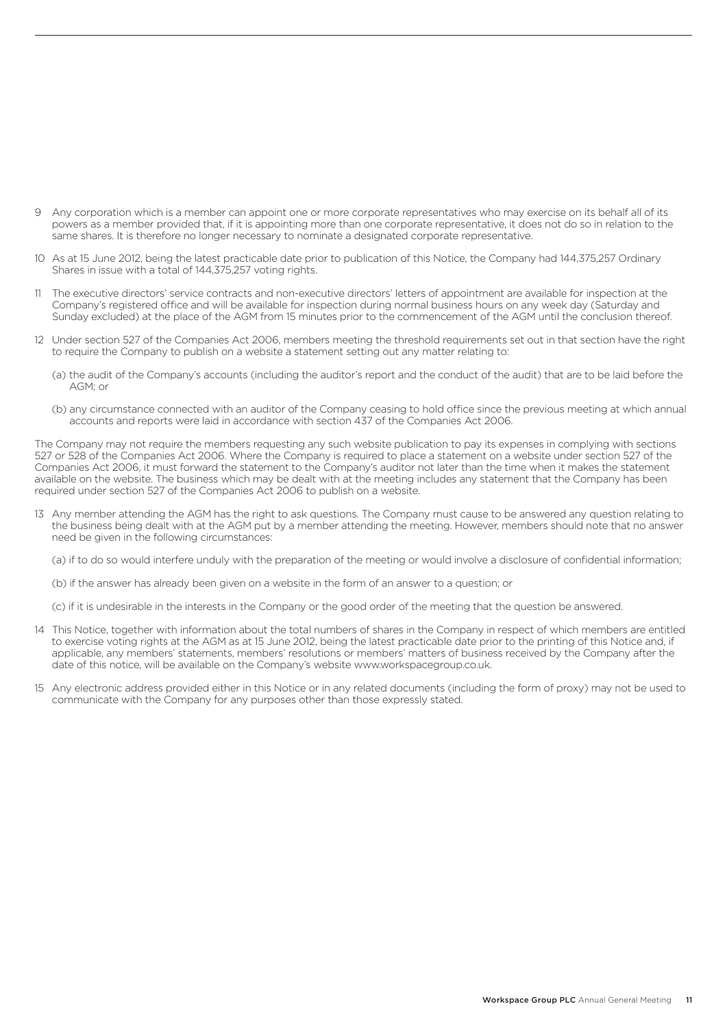9 Any corporation which is a member can appoint one or more corporate representatives who may exercise on its behalf all of its powers as a member provided that, if it is appointing more than one corporate representative, it does not do so in relation to the same shares. It is therefore no longer necessary to nominate a designated corporate representative.

10 As at 15 June 2012, being the latest practicable date prior to publication of this Notice, the Company had 144,375,257 Ordinary Shares in issue with a total of 144,375,257 voting rights.

11 The executive directors' service contracts and non-executive directors' letters of appointment are available for inspection at the Company's registered office and will be available for inspection during normal business hours on any week day (Saturday and Sunday excluded) at the place of the AGM from 15 minutes prior to the commencement of the AGM until the conclusion thereof.

12 Under section 527 of the Companies Act 2006, members meeting the threshold requirements set out in that section have the right to require the Company to publish on a website a statement setting out any matter relating to:

(a) the audit of the Company's accounts (including the auditor's report and the conduct of the audit) that are to be laid before the AGM; or

(b) any circumstance connected with an auditor of the Company ceasing to hold office since the previous meeting at which annual accounts and reports were laid in accordance with section 437 of the Companies Act 2006.

The Company may not require the members requesting any such website publication to pay its expenses in complying with sections 527 or 528 of the Companies Act 2006. Where the Company is required to place a statement on a website under section 527 of the Companies Act 2006, it must forward the statement to the Company's auditor not later than the time when it makes the statement available on the website. The business which may be dealt with at the meeting includes any statement that the Company has been required under section 527 of the Companies Act 2006 to publish on a website.

13 Any member attending the AGM has the right to ask questions. The Company must cause to be answered any question relating to the business being dealt with at the AGM put by a member attending the meeting. However, members should note that no answer need be given in the following circumstances:

(a) if to do so would interfere unduly with the preparation of the meeting or would involve a disclosure of confidential information;

(b) if the answer has already been given on a website in the form of an answer to a question; or

(c) if it is undesirable in the interests in the Company or the good order of the meeting that the question be answered.

14 This Notice, together with information about the total numbers of shares in the Company in respect of which members are entitled to exercise voting rights at the AGM as at 15 June 2012, being the latest practicable date prior to the printing of this Notice and, if applicable, any members' statements, members' resolutions or members' matters of business received by the Company after the date of this notice, will be available on the Company's website www.workspacegroup.co.uk.

15 Any electronic address provided either in this Notice or in any related documents (including the form of proxy) may not be used to communicate with the Company for any purposes other than those expressly stated.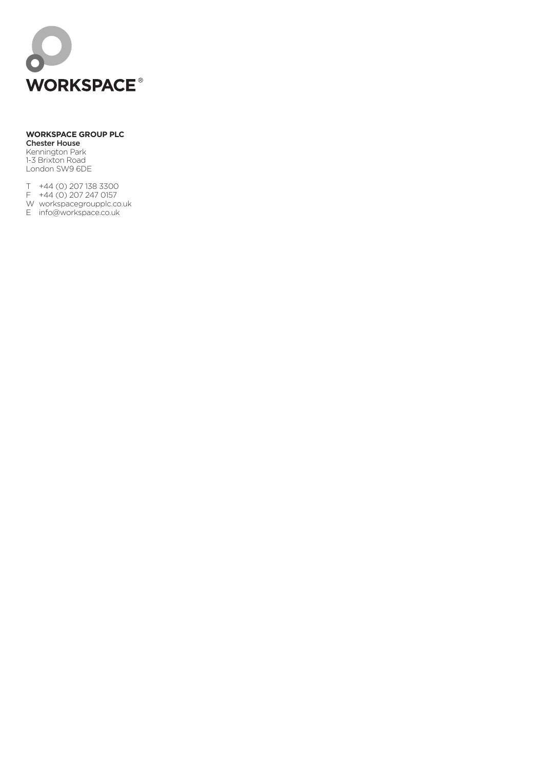WORKSPACE®

**WORKSPACE GROUP PLC**
**Chester House**
Kennington Park
1-3 Brixton Road
London SW9 6DE

T +44 (0) 207 138 3300
F +44 (0) 207 247 0157
W workspacegroupplc.co.uk
E info@workspace.co.uk